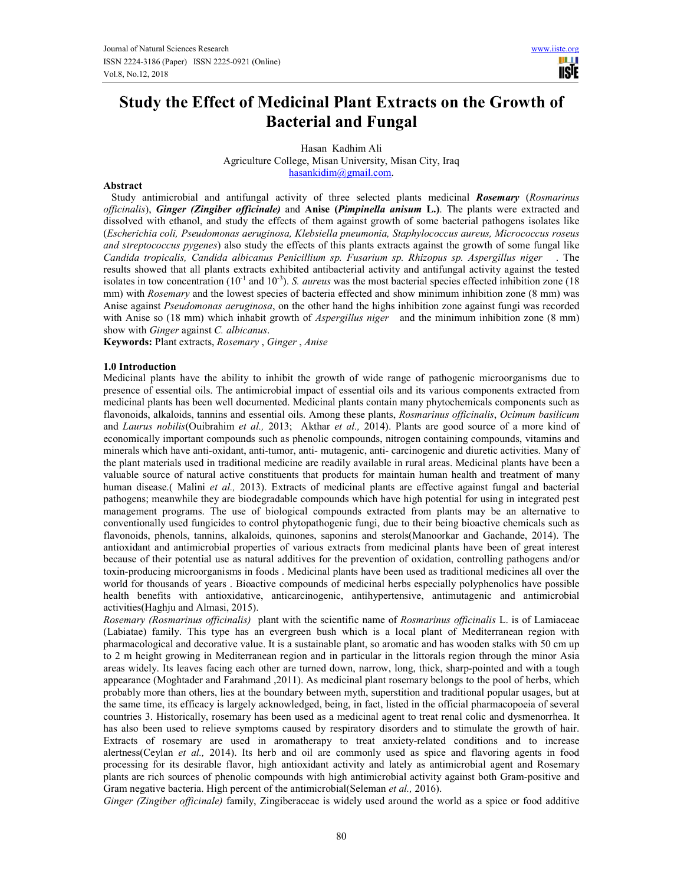# Study the Effect of Medicinal Plant Extracts on the Growth of Bacterial and Fungal

Hasan Kadhim Ali
Agriculture College, Misan University, Misan City, Iraq
hasankidim@gmail.com.

## Abstract

Study antimicrobial and antifungal activity of three selected plants medicinal ***Rosemary*** (*Rosmarinus officinalis*), ***Ginger (Zingiber officinale)*** and **Anise (*Pimpinella anisum* L.)**. The plants were extracted and dissolved with ethanol, and study the effects of them against growth of some bacterial pathogens isolates like (*Escherichia coli, Pseudomonas aeruginosa, Klebsiella pneumonia, Staphylococcus aureus, Micrococcus roseus and streptococcus pygenes*) also study the effects of this plants extracts against the growth of some fungal like *Candida tropicalis, Candida albicanus Penicillium sp. Fusarium sp. Rhizopus sp. Aspergillus niger* . The results showed that all plants extracts exhibited antibacterial activity and antifungal activity against the tested isolates in tow concentration ($10^{-1}$ and $10^{-3}$). *S. aureus* was the most bacterial species effected inhibition zone (18 mm) with *Rosemary* and the lowest species of bacteria effected and show minimum inhibition zone (8 mm) was Anise against *Pseudomonas aeruginosa*, on the other hand the highs inhibition zone against fungi was recorded with Anise so (18 mm) which inhabit growth of *Aspergillus niger* and the minimum inhibition zone (8 mm) show with *Ginger* against *C. albicanus*.

**Keywords:** Plant extracts, *Rosemary* , *Ginger* , *Anise*

## 1.0 Introduction

Medicinal plants have the ability to inhibit the growth of wide range of pathogenic microorganisms due to presence of essential oils. The antimicrobial impact of essential oils and its various components extracted from medicinal plants has been well documented. Medicinal plants contain many phytochemicals components such as flavonoids, alkaloids, tannins and essential oils. Among these plants, *Rosmarinus officinalis*, *Ocimum basilicum* and *Laurus nobilis*(Ouibrahim *et al.,* 2013; Akthar *et al.,* 2014). Plants are good source of a more kind of economically important compounds such as phenolic compounds, nitrogen containing compounds, vitamins and minerals which have anti-oxidant, anti-tumor, anti- mutagenic, anti- carcinogenic and diuretic activities. Many of the plant materials used in traditional medicine are readily available in rural areas. Medicinal plants have been a valuable source of natural active constituents that products for maintain human health and treatment of many human disease.( Malini *et al.,* 2013). Extracts of medicinal plants are effective against fungal and bacterial pathogens; meanwhile they are biodegradable compounds which have high potential for using in integrated pest management programs. The use of biological compounds extracted from plants may be an alternative to conventionally used fungicides to control phytopathogenic fungi, due to their being bioactive chemicals such as flavonoids, phenols, tannins, alkaloids, quinones, saponins and sterols(Manoorkar and Gachande, 2014). The antioxidant and antimicrobial properties of various extracts from medicinal plants have been of great interest because of their potential use as natural additives for the prevention of oxidation, controlling pathogens and/or toxin-producing microorganisms in foods . Medicinal plants have been used as traditional medicines all over the world for thousands of years . Bioactive compounds of medicinal herbs especially polyphenolics have possible health benefits with antioxidative, anticarcinogenic, antihypertensive, antimutagenic and antimicrobial activities(Haghju and Almasi, 2015).

*Rosemary (Rosmarinus officinalis)* plant with the scientific name of *Rosmarinus officinalis* L. is of Lamiaceae (Labiatae) family. This type has an evergreen bush which is a local plant of Mediterranean region with pharmacological and decorative value. It is a sustainable plant, so aromatic and has wooden stalks with 50 cm up to 2 m height growing in Mediterranean region and in particular in the littorals region through the minor Asia areas widely. Its leaves facing each other are turned down, narrow, long, thick, sharp-pointed and with a tough appearance (Moghtader and Farahmand ,2011). As medicinal plant rosemary belongs to the pool of herbs, which probably more than others, lies at the boundary between myth, superstition and traditional popular usages, but at the same time, its efficacy is largely acknowledged, being, in fact, listed in the official pharmacopoeia of several countries 3. Historically, rosemary has been used as a medicinal agent to treat renal colic and dysmenorrhea. It has also been used to relieve symptoms caused by respiratory disorders and to stimulate the growth of hair. Extracts of rosemary are used in aromatherapy to treat anxiety-related conditions and to increase alertness(Ceylan *et al.,* 2014). Its herb and oil are commonly used as spice and flavoring agents in food processing for its desirable flavor, high antioxidant activity and lately as antimicrobial agent and Rosemary plants are rich sources of phenolic compounds with high antimicrobial activity against both Gram-positive and Gram negative bacteria. High percent of the antimicrobial(Seleman *et al.,* 2016).

*Ginger (Zingiber officinale)* family, Zingiberaceae is widely used around the world as a spice or food additive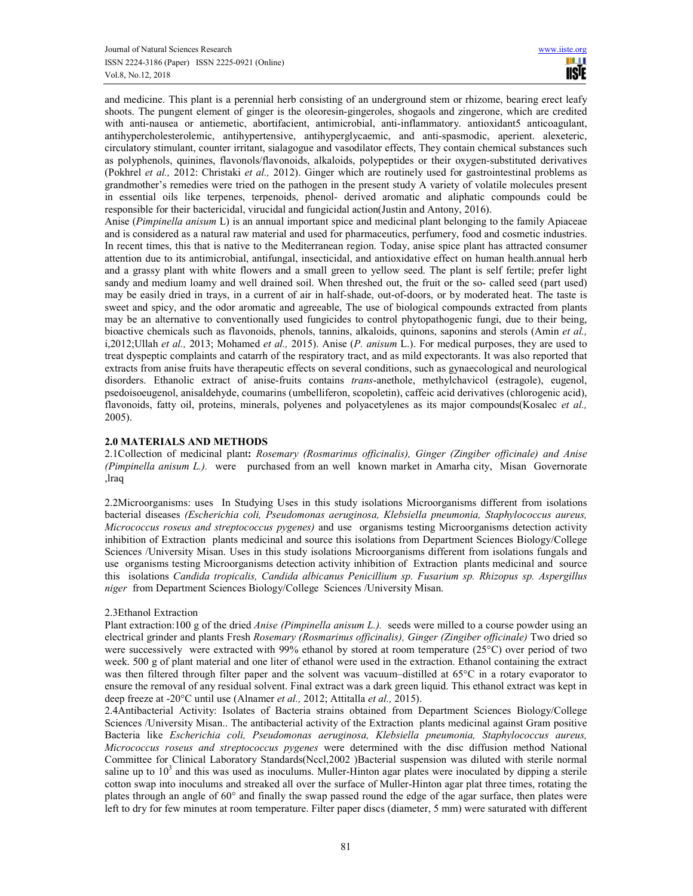and medicine. This plant is a perennial herb consisting of an underground stem or rhizome, bearing erect leafy shoots. The pungent element of ginger is the oleoresin-gingeroles, shogaols and zingerone, which are credited with anti-nausea or antiemetic, abortifacient, antimicrobial, anti-inflammatory. antioxidant5 anticoagulant, antihypercholesterolemic, antihypertensive, antihyperglycaemic, and anti-spasmodic, aperient. alexeteric, circulatory stimulant, counter irritant, sialagogue and vasodilator effects, They contain chemical substances such as polyphenols, quinines, flavonols/flavonoids, alkaloids, polypeptides or their oxygen-substituted derivatives (Pokhrel *et al.,* 2012: Christaki *et al.,* 2012). Ginger which are routinely used for gastrointestinal problems as grandmother's remedies were tried on the pathogen in the present study A variety of volatile molecules present in essential oils like terpenes, terpenoids, phenol- derived aromatic and aliphatic compounds could be responsible for their bactericidal, virucidal and fungicidal action(Justin and Antony, 2016).

Anise (*Pimpinella anisum* L) is an annual important spice and medicinal plant belonging to the family Apiaceae and is considered as a natural raw material and used for pharmaceutics, perfumery, food and cosmetic industries. In recent times, this that is native to the Mediterranean region. Today, anise spice plant has attracted consumer attention due to its antimicrobial, antifungal, insecticidal, and antioxidative effect on human health.annual herb and a grassy plant with white flowers and a small green to yellow seed. The plant is self fertile; prefer light sandy and medium loamy and well drained soil. When threshed out, the fruit or the so- called seed (part used) may be easily dried in trays, in a current of air in half-shade, out-of-doors, or by moderated heat. The taste is sweet and spicy, and the odor aromatic and agreeable, The use of biological compounds extracted from plants may be an alternative to conventionally used fungicides to control phytopathogenic fungi, due to their being, bioactive chemicals such as flavonoids, phenols, tannins, alkaloids, quinons, saponins and sterols (Amin *et al.,* i,2012;Ullah *et al.,* 2013; Mohamed *et al.,* 2015). Anise (*P. anisum* L.). For medical purposes, they are used to treat dyspeptic complaints and catarrh of the respiratory tract, and as mild expectorants. It was also reported that extracts from anise fruits have therapeutic effects on several conditions, such as gynaecological and neurological disorders. Ethanolic extract of anise-fruits contains *trans*-anethole, methylchavicol (estragole), eugenol, psedoisoeugenol, anisaldehyde, coumarins (umbelliferon, scopoletin), caffeic acid derivatives (chlorogenic acid), flavonoids, fatty oil, proteins, minerals, polyenes and polyacetylenes as its major compounds(Kosalec *et al.,* 2005).

## 2.0 MATERIALS AND METHODS

2.1Collection of medicinal plant**:** *Rosemary (Rosmarinus officinalis), Ginger (Zingiber officinale) and Anise (Pimpinella anisum L.).* were purchased from an well known market in Amarha city, Misan Governorate ,Iraq

2.2Microorganisms: uses In Studying Uses in this study isolations Microorganisms different from isolations bacterial diseases *(Escherichia coli, Pseudomonas aeruginosa, Klebsiella pneumonia, Staphylococcus aureus, Micrococcus roseus and streptococcus pygenes)* and use organisms testing Microorganisms detection activity inhibition of Extraction plants medicinal and source this isolations from Department Sciences Biology/College Sciences /University Misan. Uses in this study isolations Microorganisms different from isolations fungals and use organisms testing Microorganisms detection activity inhibition of Extraction plants medicinal and source this isolations *Candida tropicalis, Candida albicanus Penicillium sp. Fusarium sp. Rhizopus sp. Aspergillus niger* from Department Sciences Biology/College Sciences /University Misan.

2.3Ethanol Extraction

Plant extraction:100 g of the dried *Anise (Pimpinella anisum L.).* seeds were milled to a course powder using an electrical grinder and plants Fresh *Rosemary (Rosmarinus officinalis), Ginger (Zingiber officinale)* Two dried so were successively were extracted with 99% ethanol by stored at room temperature (25°C) over period of two week. 500 g of plant material and one liter of ethanol were used in the extraction. Ethanol containing the extract was then filtered through filter paper and the solvent was vacuum–distilled at 65°C in a rotary evaporator to ensure the removal of any residual solvent. Final extract was a dark green liquid. This ethanol extract was kept in deep freeze at -20°C until use (Alnamer *et al.,* 2012; Attitalla *et al.,* 2015).

2.4Antibacterial Activity: Isolates of Bacteria strains obtained from Department Sciences Biology/College Sciences /University Misan.. The antibacterial activity of the Extraction plants medicinal against Gram positive Bacteria like *Escherichia coli, Pseudomonas aeruginosa, Klebsiella pneumonia, Staphylococcus aureus, Micrococcus roseus and streptococcus pygenes* were determined with the disc diffusion method National Committee for Clinical Laboratory Standards(Nccl,2002 )Bacterial suspension was diluted with sterile normal saline up to $10^3$ and this was used as inoculums. Muller-Hinton agar plates were inoculated by dipping a sterile cotton swap into inoculums and streaked all over the surface of Muller-Hinton agar plat three times, rotating the plates through an angle of 60° and finally the swap passed round the edge of the agar surface, then plates were left to dry for few minutes at room temperature. Filter paper discs (diameter, 5 mm) were saturated with different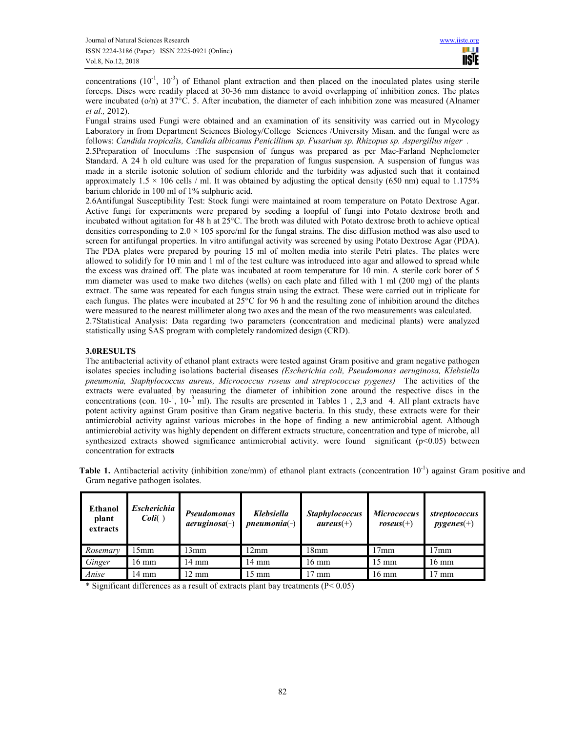concentrations ($10^{-1}$, $10^{-3}$) of Ethanol plant extraction and then placed on the inoculated plates using sterile forceps. Discs were readily placed at 30-36 mm distance to avoid overlapping of inhibition zones. The plates were incubated (o/n) at 37°C. 5. After incubation, the diameter of each inhibition zone was measured (Alnamer *et al.,* 2012).

Fungal strains used Fungi were obtained and an examination of its sensitivity was carried out in Mycology Laboratory in from Department Sciences Biology/College Sciences /University Misan. and the fungal were as follows: *Candida tropicalis, Candida albicanus Penicillium sp. Fusarium sp. Rhizopus sp. Aspergillus niger* .

2.5Preparation of Inoculums :The suspension of fungus was prepared as per Mac-Farland Nephelometer Standard. A 24 h old culture was used for the preparation of fungus suspension. A suspension of fungus was made in a sterile isotonic solution of sodium chloride and the turbidity was adjusted such that it contained approximately 1.5 × 106 cells / ml. It was obtained by adjusting the optical density (650 nm) equal to 1.175% barium chloride in 100 ml of 1% sulphuric acid.

2.6Antifungal Susceptibility Test: Stock fungi were maintained at room temperature on Potato Dextrose Agar. Active fungi for experiments were prepared by seeding a loopful of fungi into Potato dextrose broth and incubated without agitation for 48 h at 25°C. The broth was diluted with Potato dextrose broth to achieve optical densities corresponding to 2.0 × 105 spore/ml for the fungal strains. The disc diffusion method was also used to screen for antifungal properties. In vitro antifungal activity was screened by using Potato Dextrose Agar (PDA). The PDA plates were prepared by pouring 15 ml of molten media into sterile Petri plates. The plates were allowed to solidify for 10 min and 1 ml of the test culture was introduced into agar and allowed to spread while the excess was drained off. The plate was incubated at room temperature for 10 min. A sterile cork borer of 5 mm diameter was used to make two ditches (wells) on each plate and filled with 1 ml (200 mg) of the plants extract. The same was repeated for each fungus strain using the extract. These were carried out in triplicate for each fungus. The plates were incubated at 25°C for 96 h and the resulting zone of inhibition around the ditches were measured to the nearest millimeter along two axes and the mean of the two measurements was calculated.

2.7Statistical Analysis: Data regarding two parameters (concentration and medicinal plants) were analyzed statistically using SAS program with completely randomized design (CRD).

## 3.0RESULTS

The antibacterial activity of ethanol plant extracts were tested against Gram positive and gram negative pathogen isolates species including isolations bacterial diseases *(Escherichia coli, Pseudomonas aeruginosa, Klebsiella pneumonia, Staphylococcus aureus, Micrococcus roseus and streptococcus pygenes)* The activities of the extracts were evaluated by measuring the diameter of inhibition zone around the respective discs in the concentrations (con. $10^{-1}$, $10^{-3}$ ml). The results are presented in Tables 1 , 2,3 and 4. All plant extracts have potent activity against Gram positive than Gram negative bacteria. In this study, these extracts were for their antimicrobial activity against various microbes in the hope of finding a new antimicrobial agent. Although antimicrobial activity was highly dependent on different extracts structure, concentration and type of microbe, all synthesized extracts showed significance antimicrobial activity. were found significant ($p<0.05$) between concentration for extract**s**

**Table 1.** Antibacterial activity (inhibition zone/mm) of ethanol plant extracts (concentration $10^{-1}$) against Gram positive and Gram negative pathogen isolates.

| Ethanol plant extracts | *Escherichia Coli*(−) | *Pseudomonas aeruginosa*(−) | *Klebsiella pneumonia*(−) | *Staphylococcus aureus*(+) | *Micrococcus roseus*(+) | *streptococcus pygenes*(+) |
|---|---|---|---|---|---|---|
| *Rosemary* | 15mm | 13mm | 12mm | 18mm | 17mm | 17mm |
| *Ginger* | 16 mm | 14 mm | 14 mm | 16 mm | 15 mm | 16 mm |
| *Anise* | 14 mm | 12 mm | 15 mm | 17 mm | 16 mm | 17 mm |

* Significant differences as a result of extracts plant bay treatments ($P< 0.05$)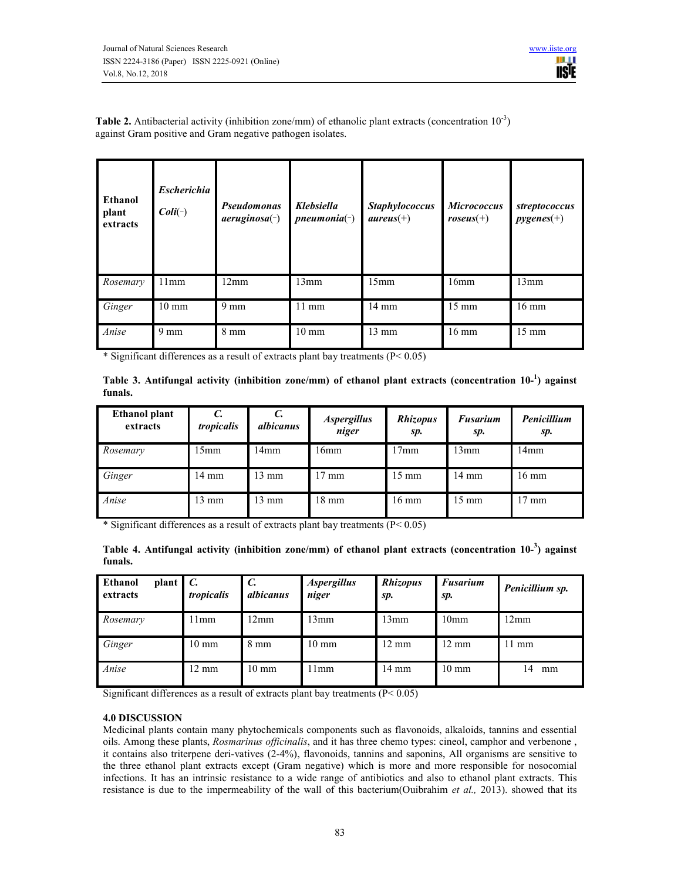**Table 2.** Antibacterial activity (inhibition zone/mm) of ethanolic plant extracts (concentration $10^{-3}$) against Gram positive and Gram negative pathogen isolates.

| **Ethanol plant extracts** | ***Escherichia Coli*(−)** | ***Pseudomonas aeruginosa*(−)** | ***Klebsiella pneumonia*(−)** | ***Staphylococcus aureus*(+)** | ***Micrococcus roseus*(+)** | ***streptococcus pygenes*(+)** |
|---|---|---|---|---|---|---|
| *Rosemary* | 11mm | 12mm | 13mm | 15mm | 16mm | 13mm |
| *Ginger* | 10 mm | 9 mm | 11 mm | 14 mm | 15 mm | 16 mm |
| *Anise* | 9 mm | 8 mm | 10 mm | 13 mm | 16 mm | 15 mm |

* Significant differences as a result of extracts plant bay treatments ($P < 0.05$)

**Table 3. Antifungal activity (inhibition zone/mm) of ethanol plant extracts (concentration 10-[1]) against funals.**

| **Ethanol plant extracts** | ***C. tropicalis*** | ***C. albicanus*** | ***Aspergillus niger*** | ***Rhizopus sp.*** | ***Fusarium sp.*** | ***Penicillium sp.*** |
|---|---|---|---|---|---|---|
| *Rosemary* | 15mm | 14mm | 16mm | 17mm | 13mm | 14mm |
| *Ginger* | 14 mm | 13 mm | 17 mm | 15 mm | 14 mm | 16 mm |
| *Anise* | 13 mm | 13 mm | 18 mm | 16 mm | 15 mm | 17 mm |

* Significant differences as a result of extracts plant bay treatments ($P < 0.05$)

**Table 4. Antifungal activity (inhibition zone/mm) of ethanol plant extracts (concentration 10-[3]) against funals.**

| **Ethanol plant extracts** | ***C. tropicalis*** | ***C. albicanus*** | ***Aspergillus niger*** | ***Rhizopus sp.*** | ***Fusarium sp.*** | ***Penicillium sp.*** |
|---|---|---|---|---|---|---|
| *Rosemary* | 11mm | 12mm | 13mm | 13mm | 10mm | 12mm |
| *Ginger* | 10 mm | 8 mm | 10 mm | 12 mm | 12 mm | 11 mm |
| *Anise* | 12 mm | 10 mm | 11mm | 14 mm | 10 mm | 14 mm |

Significant differences as a result of extracts plant bay treatments ($P < 0.05$)

**4.0 DISCUSSION**

Medicinal plants contain many phytochemicals components such as flavonoids, alkaloids, tannins and essential oils. Among these plants, *Rosmarinus officinalis*, and it has three chemo types: cineol, camphor and verbenone , it contains also triterpene deri-vatives (2-4%), flavonoids, tannins and saponins, All organisms are sensitive to the three ethanol plant extracts except (Gram negative) which is more and more responsible for nosocomial infections. It has an intrinsic resistance to a wide range of antibiotics and also to ethanol plant extracts. This resistance is due to the impermeability of the wall of this bacterium(Ouibrahim *et al.,* 2013). showed that its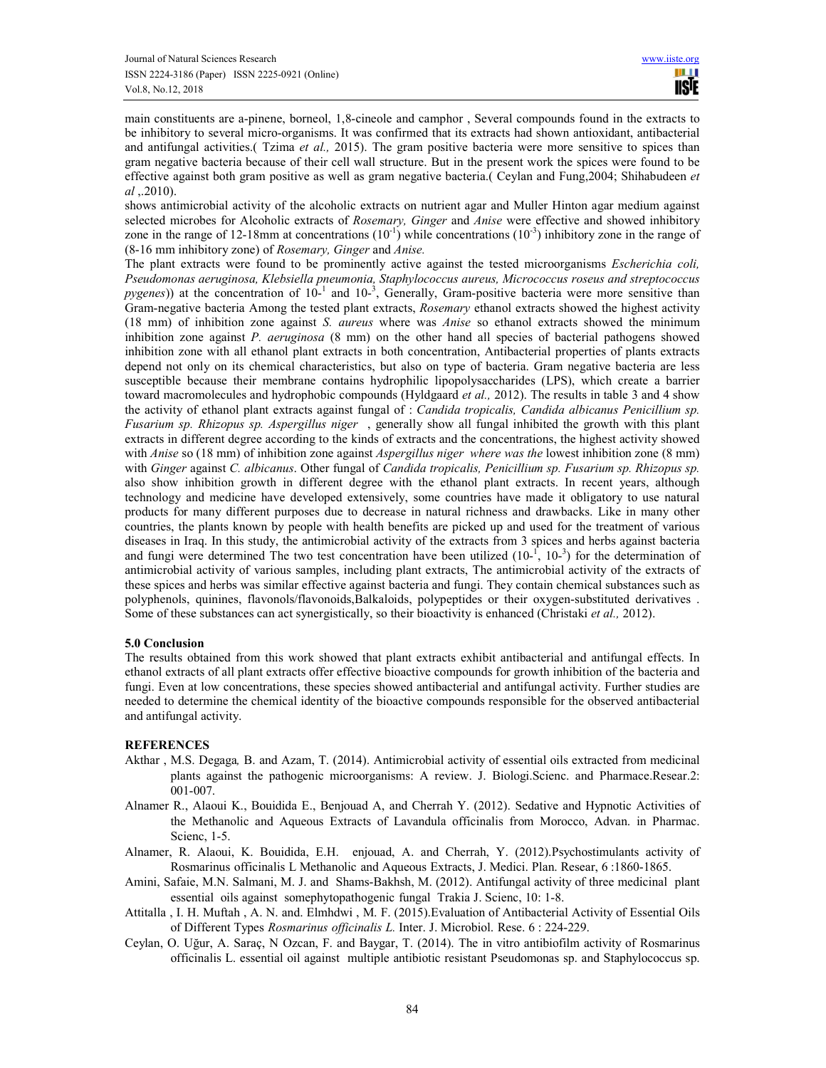main constituents are a-pinene, borneol, 1,8-cineole and camphor , Several compounds found in the extracts to be inhibitory to several micro-organisms. It was confirmed that its extracts had shown antioxidant, antibacterial and antifungal activities.( Tzima *et al.,* 2015). The gram positive bacteria were more sensitive to spices than gram negative bacteria because of their cell wall structure. But in the present work the spices were found to be effective against both gram positive as well as gram negative bacteria.( Ceylan and Fung,2004; Shihabudeen *et al* ,.2010).

shows antimicrobial activity of the alcoholic extracts on nutrient agar and Muller Hinton agar medium against selected microbes for Alcoholic extracts of *Rosemary, Ginger* and *Anise* were effective and showed inhibitory zone in the range of 12-18mm at concentrations ($10^{-1}$) while concentrations ($10^{-3}$) inhibitory zone in the range of (8-16 mm inhibitory zone) of *Rosemary, Ginger* and *Anise.*

The plant extracts were found to be prominently active against the tested microorganisms *Escherichia coli, Pseudomonas aeruginosa, Klebsiella pneumonia, Staphylococcus aureus, Micrococcus roseus and streptococcus pygenes*)) at the concentration of $10^{-1}$ and $10^{-3}$, Generally, Gram-positive bacteria were more sensitive than Gram-negative bacteria Among the tested plant extracts, *Rosemary* ethanol extracts showed the highest activity (18 mm) of inhibition zone against *S. aureus* where was *Anise* so ethanol extracts showed the minimum inhibition zone against *P. aeruginosa* (8 mm) on the other hand all species of bacterial pathogens showed inhibition zone with all ethanol plant extracts in both concentration, Antibacterial properties of plants extracts depend not only on its chemical characteristics, but also on type of bacteria. Gram negative bacteria are less susceptible because their membrane contains hydrophilic lipopolysaccharides (LPS), which create a barrier toward macromolecules and hydrophobic compounds (Hyldgaard *et al.,* 2012). The results in table 3 and 4 show the activity of ethanol plant extracts against fungal of : *Candida tropicalis, Candida albicanus Penicillium sp. Fusarium sp. Rhizopus sp. Aspergillus niger* , generally show all fungal inhibited the growth with this plant extracts in different degree according to the kinds of extracts and the concentrations, the highest activity showed with *Anise* so (18 mm) of inhibition zone against *Aspergillus niger where was the* lowest inhibition zone (8 mm) with *Ginger* against *C. albicanus*. Other fungal of *Candida tropicalis, Penicillium sp. Fusarium sp. Rhizopus sp.* also show inhibition growth in different degree with the ethanol plant extracts. In recent years, although technology and medicine have developed extensively, some countries have made it obligatory to use natural products for many different purposes due to decrease in natural richness and drawbacks. Like in many other countries, the plants known by people with health benefits are picked up and used for the treatment of various diseases in Iraq. In this study, the antimicrobial activity of the extracts from 3 spices and herbs against bacteria and fungi were determined The two test concentration have been utilized ($10^{-1}$, $10^{-3}$) for the determination of antimicrobial activity of various samples, including plant extracts, The antimicrobial activity of the extracts of these spices and herbs was similar effective against bacteria and fungi. They contain chemical substances such as polyphenols, quinines, flavonols/flavonoids,Balkaloids, polypeptides or their oxygen-substituted derivatives . Some of these substances can act synergistically, so their bioactivity is enhanced (Christaki *et al.,* 2012).

## 5.0 Conclusion

The results obtained from this work showed that plant extracts exhibit antibacterial and antifungal effects. In ethanol extracts of all plant extracts offer effective bioactive compounds for growth inhibition of the bacteria and fungi. Even at low concentrations, these species showed antibacterial and antifungal activity. Further studies are needed to determine the chemical identity of the bioactive compounds responsible for the observed antibacterial and antifungal activity.

## REFERENCES

- Akthar , M.S. Degaga*,* B. and Azam, T. (2014). Antimicrobial activity of essential oils extracted from medicinal plants against the pathogenic microorganisms: A review. J. Biologi.Scienc. and Pharmace.Resear.2: 001-007.
- Alnamer R., Alaoui K., Bouidida E., Benjouad A, and Cherrah Y. (2012). Sedative and Hypnotic Activities of the Methanolic and Aqueous Extracts of Lavandula officinalis from Morocco, Advan. in Pharmac. Scienc, 1-5.
- Alnamer, R. Alaoui, K. Bouidida, E.H. enjouad, A. and Cherrah, Y. (2012).Psychostimulants activity of Rosmarinus officinalis L Methanolic and Aqueous Extracts, J. Medici. Plan. Resear, 6 :1860-1865.
- Amini, Safaie, M.N. Salmani, M. J. and Shams-Bakhsh, M. (2012). Antifungal activity of three medicinal plant essential oils against somephytopathogenic fungal Trakia J. Scienc, 10: 1-8.
- Attitalla , I. H. Muftah , A. N. and. Elmhdwi , M. F. (2015).Evaluation of Antibacterial Activity of Essential Oils of Different Types *Rosmarinus officinalis L.* Inter. J. Microbiol. Rese. 6 : 224-229.
- Ceylan, O. Uğur, A. Saraç, N Ozcan, F. and Baygar, T. (2014). The in vitro antibiofilm activity of Rosmarinus officinalis L. essential oil against multiple antibiotic resistant Pseudomonas sp. and Staphylococcus sp.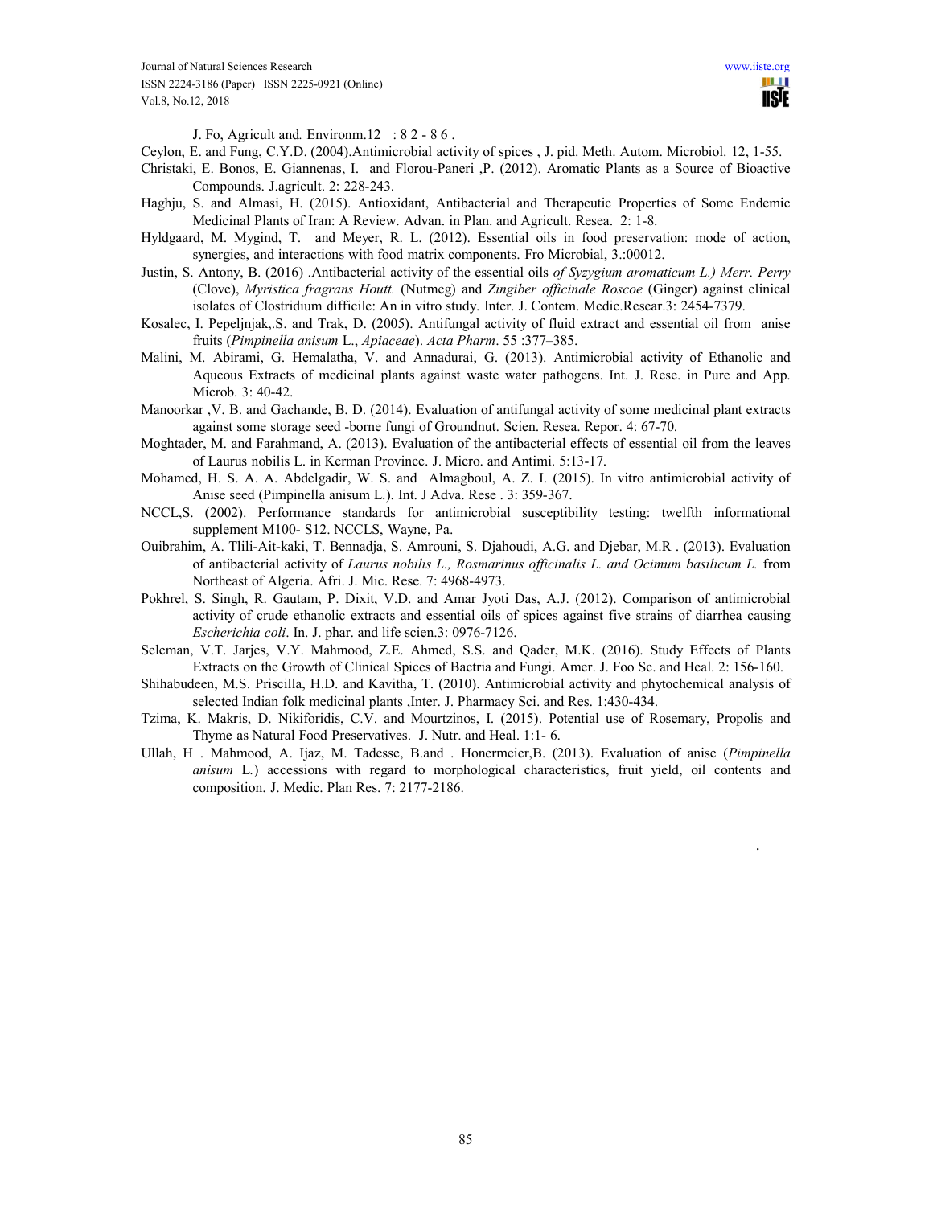J. Fo, Agricult and. Environm.12 : 8 2 - 8 6 .

Ceylon, E. and Fung, C.Y.D. (2004).Antimicrobial activity of spices , J. pid. Meth. Autom. Microbiol. 12, 1-55.

Christaki, E. Bonos, E. Giannenas, I. and Florou-Paneri ,P. (2012). Aromatic Plants as a Source of Bioactive Compounds. J.agricult. 2: 228-243.

Haghju, S. and Almasi, H. (2015). Antioxidant, Antibacterial and Therapeutic Properties of Some Endemic Medicinal Plants of Iran: A Review. Advan. in Plan. and Agricult. Resea. 2: 1-8.

Hyldgaard, M. Mygind, T. and Meyer, R. L. (2012). Essential oils in food preservation: mode of action, synergies, and interactions with food matrix components. Fro Microbial, 3.:00012.

Justin, S. Antony, B. (2016) .Antibacterial activity of the essential oils *of Syzygium aromaticum L.) Merr. Perry* (Clove), *Myristica fragrans Houtt.* (Nutmeg) and *Zingiber officinale Roscoe* (Ginger) against clinical isolates of Clostridium difficile: An in vitro study. Inter. J. Contem. Medic.Resear.3: 2454-7379.

Kosalec, I. Pepeljnjak,.S. and Trak, D. (2005). Antifungal activity of fluid extract and essential oil from anise fruits (*Pimpinella anisum* L., *Apiaceae*). *Acta Pharm*. 55 :377–385.

Malini, M. Abirami, G. Hemalatha, V. and Annadurai, G. (2013). Antimicrobial activity of Ethanolic and Aqueous Extracts of medicinal plants against waste water pathogens. Int. J. Rese. in Pure and App. Microb. 3: 40-42.

Manoorkar ,V. B. and Gachande, B. D. (2014). Evaluation of antifungal activity of some medicinal plant extracts against some storage seed -borne fungi of Groundnut. Scien. Resea. Repor. 4: 67-70.

Moghtader, M. and Farahmand, A. (2013). Evaluation of the antibacterial effects of essential oil from the leaves of Laurus nobilis L. in Kerman Province. J. Micro. and Antimi. 5:13-17.

Mohamed, H. S. A. A. Abdelgadir, W. S. and Almagboul, A. Z. I. (2015). In vitro antimicrobial activity of Anise seed (Pimpinella anisum L.). Int. J Adva. Rese . 3: 359-367.

NCCL,S. (2002). Performance standards for antimicrobial susceptibility testing: twelfth informational supplement M100- S12. NCCLS, Wayne, Pa.

Ouibrahim, A. Tlili-Ait-kaki, T. Bennadja, S. Amrouni, S. Djahoudi, A.G. and Djebar, M.R . (2013). Evaluation of antibacterial activity of *Laurus nobilis L., Rosmarinus officinalis L. and Ocimum basilicum L.* from Northeast of Algeria. Afri. J. Mic. Rese. 7: 4968-4973.

Pokhrel, S. Singh, R. Gautam, P. Dixit, V.D. and Amar Jyoti Das, A.J. (2012). Comparison of antimicrobial activity of crude ethanolic extracts and essential oils of spices against five strains of diarrhea causing *Escherichia coli*. In. J. phar. and life scien.3: 0976-7126.

Seleman, V.T. Jarjes, V.Y. Mahmood, Z.E. Ahmed, S.S. and Qader, M.K. (2016). Study Effects of Plants Extracts on the Growth of Clinical Spices of Bactria and Fungi. Amer. J. Foo Sc. and Heal. 2: 156-160.

Shihabudeen, M.S. Priscilla, H.D. and Kavitha, T. (2010). Antimicrobial activity and phytochemical analysis of selected Indian folk medicinal plants ,Inter. J. Pharmacy Sci. and Res. 1:430-434.

Tzima, K. Makris, D. Nikiforidis, C.V. and Mourtzinos, I. (2015). Potential use of Rosemary, Propolis and Thyme as Natural Food Preservatives. J. Nutr. and Heal. 1:1- 6.

Ullah, H . Mahmood, A. Ijaz, M. Tadesse, B.and . Honermeier,B. (2013). Evaluation of anise (*Pimpinella anisum* L.) accessions with regard to morphological characteristics, fruit yield, oil contents and composition. J. Medic. Plan Res. 7: 2177-2186.